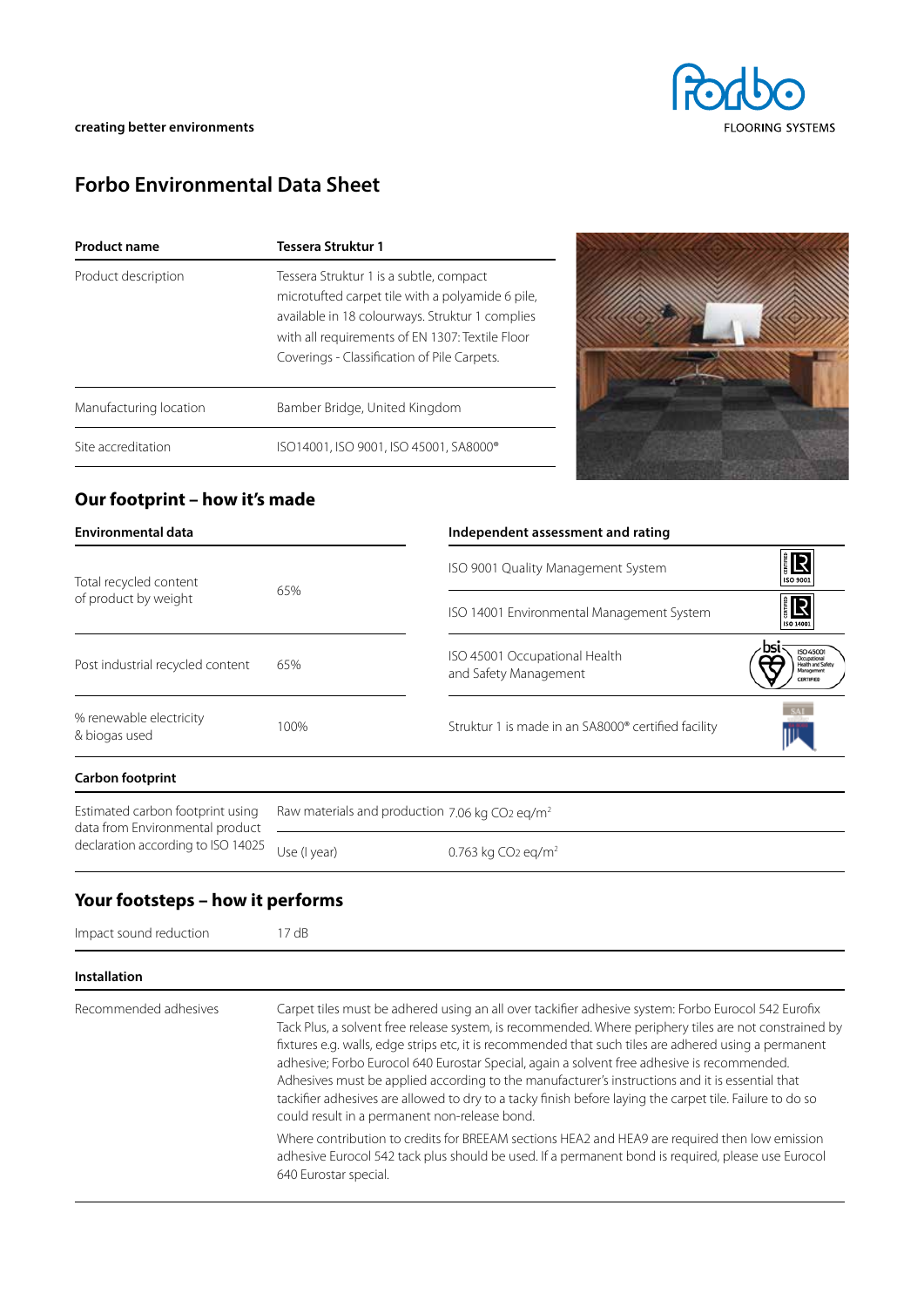creating better environments

# Forbo Environmental Data Sheet

| Product name | Tessera Struktur 1 |
|---|---|
| Product description | Tessera Struktur 1 is a subtle, compact microtufted carpet tile with a polyamide 6 pile, available in 18 colourways. Struktur 1 complies with all requirements of EN 1307: Textile Floor Coverings - Classification of Pile Carpets. |
| Manufacturing location | Bamber Bridge, United Kingdom |
| Site accreditation | ISO14001, ISO 9001, ISO 45001, SA8000® |

## Our footprint – how it's made

| Environmental data | |
|---|---|
| Total recycled content of product by weight | 65% |
| Post industrial recycled content | 65% |
| % renewable electricity & biogas used | 100% |

| Independent assessment and rating |
|---|
| ISO 9001 Quality Management System |
| ISO 14001 Environmental Management System |
| ISO 45001 Occupational Health and Safety Management |
| Struktur 1 is made in an SA8000® certified facility |

### Carbon footprint

| Estimated carbon footprint using data from Environmental product declaration according to ISO 14025 | | |
|---|---|---|
| | Raw materials and production | 7.06 kg $CO_2$ eq/m² |
| | Use (I year) | 0.763 kg $CO_2$ eq/m² |

## Your footsteps – how it performs

| Impact sound reduction | 17 dB |
|---|---|

### Installation

| Recommended adhesives | Carpet tiles must be adhered using an all over tackifier adhesive system: Forbo Eurocol 542 Eurofix Tack Plus, a solvent free release system, is recommended. Where periphery tiles are not constrained by fixtures e.g. walls, edge strips etc, it is recommended that such tiles are adhered using a permanent adhesive; Forbo Eurocol 640 Eurostar Special, again a solvent free adhesive is recommended. Adhesives must be applied according to the manufacturer's instructions and it is essential that tackifier adhesives are allowed to dry to a tacky finish before laying the carpet tile. Failure to do so could result in a permanent non-release bond.<br><br>Where contribution to credits for BREEAM sections HEA2 and HEA9 are required then low emission adhesive Eurocol 542 tack plus should be used. If a permanent bond is required, please use Eurocol 640 Eurostar special. |
|---|---|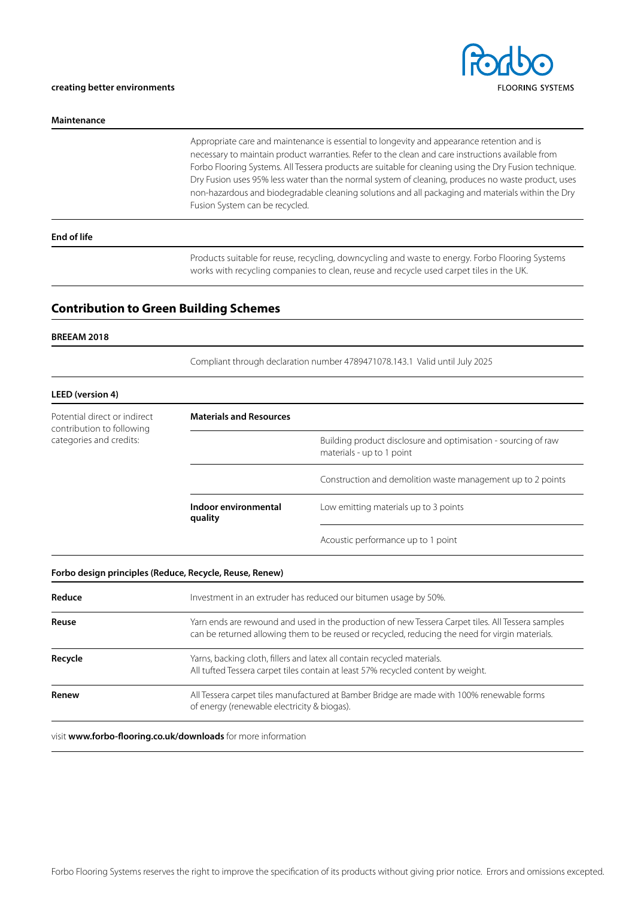creating better environments

**Maintenance**

Appropriate care and maintenance is essential to longevity and appearance retention and is necessary to maintain product warranties. Refer to the clean and care instructions available from Forbo Flooring Systems. All Tessera products are suitable for cleaning using the Dry Fusion technique. Dry Fusion uses 95% less water than the normal system of cleaning, produces no waste product, uses non-hazardous and biodegradable cleaning solutions and all packaging and materials within the Dry Fusion System can be recycled.

**End of life**

Products suitable for reuse, recycling, downcycling and waste to energy. Forbo Flooring Systems works with recycling companies to clean, reuse and recycle used carpet tiles in the UK.

## Contribution to Green Building Schemes

**BREEAM 2018**

Compliant through declaration number 4789471078.143.1 Valid until July 2025

**LEED (version 4)**

| | | |
|---|---|---|
| Potential direct or indirect contribution to following categories and credits: | **Materials and Resources** | |
| | | Building product disclosure and optimisation - sourcing of raw materials - up to 1 point |
| | | Construction and demolition waste management up to 2 points |
| | **Indoor environmental quality** | Low emitting materials up to 3 points |
| | | Acoustic performance up to 1 point |

**Forbo design principles (Reduce, Recycle, Reuse, Renew)**

| | |
|---|---|
| **Reduce** | Investment in an extruder has reduced our bitumen usage by 50%. |
| **Reuse** | Yarn ends are rewound and used in the production of new Tessera Carpet tiles. All Tessera samples can be returned allowing them to be reused or recycled, reducing the need for virgin materials. |
| **Recycle** | Yarns, backing cloth, fillers and latex all contain recycled materials. All tufted Tessera carpet tiles contain at least 57% recycled content by weight. |
| **Renew** | All Tessera carpet tiles manufactured at Bamber Bridge are made with 100% renewable forms of energy (renewable electricity & biogas). |

visit **www.forbo-flooring.co.uk/downloads** for more information

Forbo Flooring Systems reserves the right to improve the specification of its products without giving prior notice. Errors and omissions excepted.